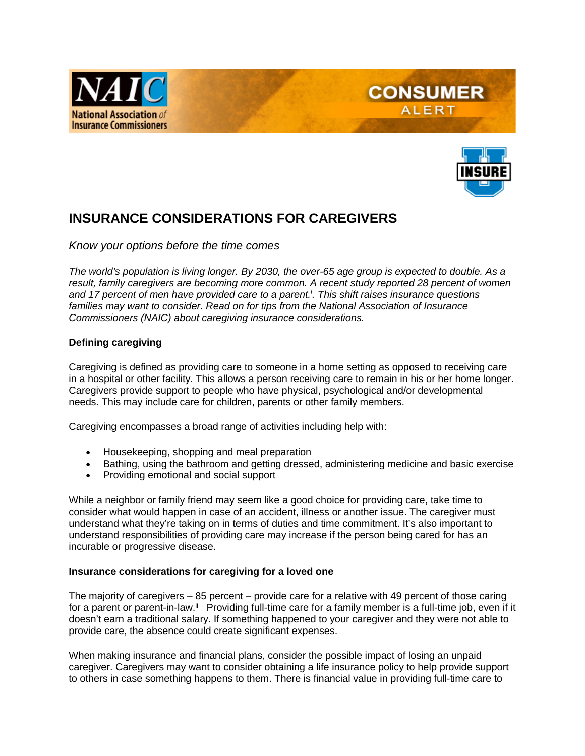NAIC National Association of Insurance Commissioners

CONSUMER ALERT

INSURE U

# INSURANCE CONSIDERATIONS FOR CAREGIVERS

*Know your options before the time comes*

*The world's population is living longer. By 2030, the over-65 age group is expected to double. As a result, family caregivers are becoming more common. A recent study reported 28 percent of women and 17 percent of men have provided care to a parent.[i]. This shift raises insurance questions families may want to consider. Read on for tips from the National Association of Insurance Commissioners (NAIC) about caregiving insurance considerations.*

**Defining caregiving**

Caregiving is defined as providing care to someone in a home setting as opposed to receiving care in a hospital or other facility. This allows a person receiving care to remain in his or her home longer. Caregivers provide support to people who have physical, psychological and/or developmental needs. This may include care for children, parents or other family members.

Caregiving encompasses a broad range of activities including help with:

- Housekeeping, shopping and meal preparation
- Bathing, using the bathroom and getting dressed, administering medicine and basic exercise
- Providing emotional and social support

While a neighbor or family friend may seem like a good choice for providing care, take time to consider what would happen in case of an accident, illness or another issue. The caregiver must understand what they're taking on in terms of duties and time commitment. It's also important to understand responsibilities of providing care may increase if the person being cared for has an incurable or progressive disease.

**Insurance considerations for caregiving for a loved one**

The majority of caregivers – 85 percent – provide care for a relative with 49 percent of those caring for a parent or parent-in-law.[ii] Providing full-time care for a family member is a full-time job, even if it doesn't earn a traditional salary. If something happened to your caregiver and they were not able to provide care, the absence could create significant expenses.

When making insurance and financial plans, consider the possible impact of losing an unpaid caregiver. Caregivers may want to consider obtaining a life insurance policy to help provide support to others in case something happens to them. There is financial value in providing full-time care to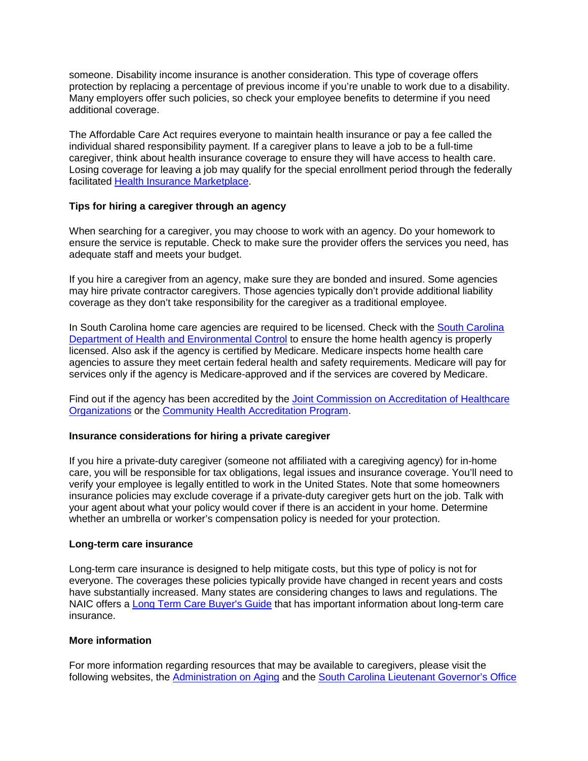someone. Disability income insurance is another consideration. This type of coverage offers protection by replacing a percentage of previous income if you're unable to work due to a disability. Many employers offer such policies, so check your employee benefits to determine if you need additional coverage.

The Affordable Care Act requires everyone to maintain health insurance or pay a fee called the individual shared responsibility payment. If a caregiver plans to leave a job to be a full-time caregiver, think about health insurance coverage to ensure they will have access to health care. Losing coverage for leaving a job may qualify for the special enrollment period through the federally facilitated Health Insurance Marketplace.

**Tips for hiring a caregiver through an agency**

When searching for a caregiver, you may choose to work with an agency. Do your homework to ensure the service is reputable. Check to make sure the provider offers the services you need, has adequate staff and meets your budget.

If you hire a caregiver from an agency, make sure they are bonded and insured. Some agencies may hire private contractor caregivers. Those agencies typically don't provide additional liability coverage as they don't take responsibility for the caregiver as a traditional employee.

In South Carolina home care agencies are required to be licensed. Check with the South Carolina Department of Health and Environmental Control to ensure the home health agency is properly licensed. Also ask if the agency is certified by Medicare. Medicare inspects home health care agencies to assure they meet certain federal health and safety requirements. Medicare will pay for services only if the agency is Medicare-approved and if the services are covered by Medicare.

Find out if the agency has been accredited by the Joint Commission on Accreditation of Healthcare Organizations or the Community Health Accreditation Program.

**Insurance considerations for hiring a private caregiver**

If you hire a private-duty caregiver (someone not affiliated with a caregiving agency) for in-home care, you will be responsible for tax obligations, legal issues and insurance coverage. You'll need to verify your employee is legally entitled to work in the United States. Note that some homeowners insurance policies may exclude coverage if a private-duty caregiver gets hurt on the job. Talk with your agent about what your policy would cover if there is an accident in your home. Determine whether an umbrella or worker's compensation policy is needed for your protection.

**Long-term care insurance**

Long-term care insurance is designed to help mitigate costs, but this type of policy is not for everyone. The coverages these policies typically provide have changed in recent years and costs have substantially increased. Many states are considering changes to laws and regulations. The NAIC offers a Long Term Care Buyer's Guide that has important information about long-term care insurance.

**More information**

For more information regarding resources that may be available to caregivers, please visit the following websites, the Administration on Aging and the South Carolina Lieutenant Governor's Office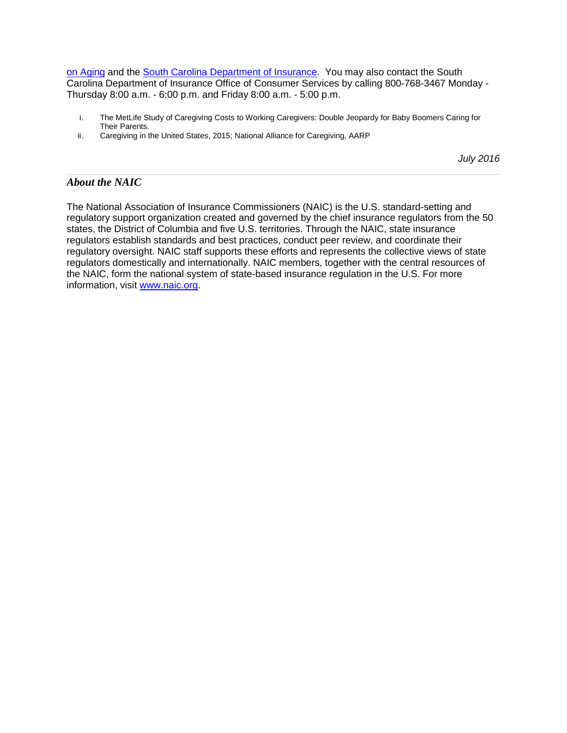on Aging and the South Carolina Department of Insurance. You may also contact the South Carolina Department of Insurance Office of Consumer Services by calling 800-768-3467 Monday - Thursday 8:00 a.m. - 6:00 p.m. and Friday 8:00 a.m. - 5:00 p.m.

i. The MetLife Study of Caregiving Costs to Working Caregivers: Double Jeopardy for Baby Boomers Caring for Their Parents.
ii. Caregiving in the United States, 2015; National Alliance for Caregiving, AARP

*July 2016*

---

## *About the NAIC*

The National Association of Insurance Commissioners (NAIC) is the U.S. standard-setting and regulatory support organization created and governed by the chief insurance regulators from the 50 states, the District of Columbia and five U.S. territories. Through the NAIC, state insurance regulators establish standards and best practices, conduct peer review, and coordinate their regulatory oversight. NAIC staff supports these efforts and represents the collective views of state regulators domestically and internationally. NAIC members, together with the central resources of the NAIC, form the national system of state-based insurance regulation in the U.S. For more information, visit www.naic.org.